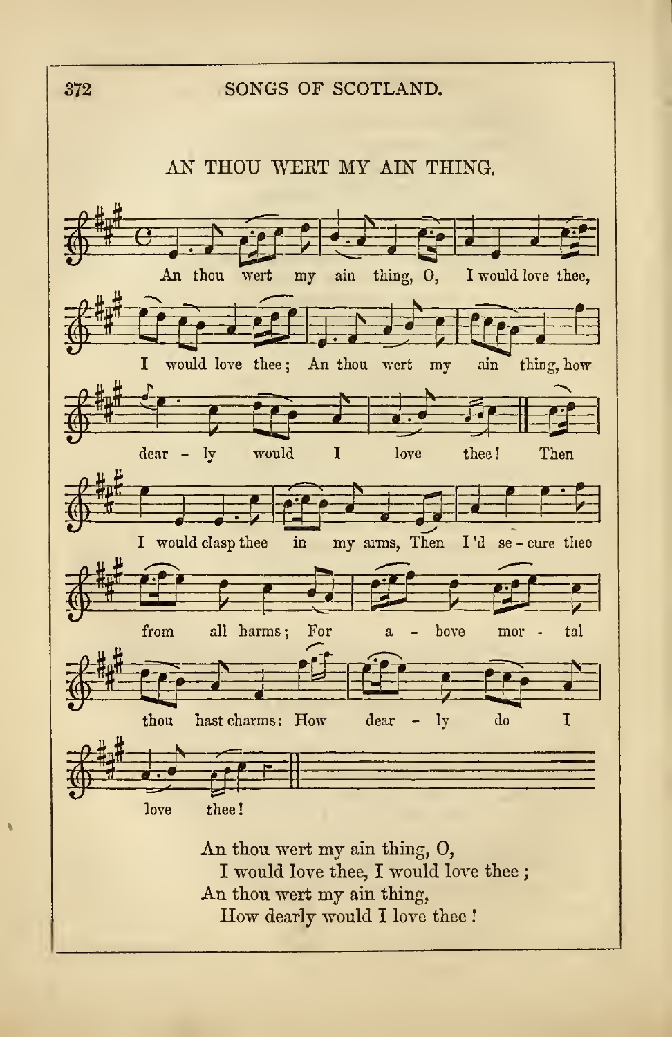## AN THOU WERT MY AIN THING.

An thou wert my ain thing, O, I would love thee, I would love thee; An thou wert my ain thing, how dear - ly would I love thee! Then I would clasp thee in my arms, Then I'd se - cure thee from all harms; For a - bove mor - tal thou hast charms: How dear - ly do I love thee!

An thou wert my ain thing, O,
  I would love thee, I would love thee;
An thou wert my ain thing,
  How dearly would I love thee!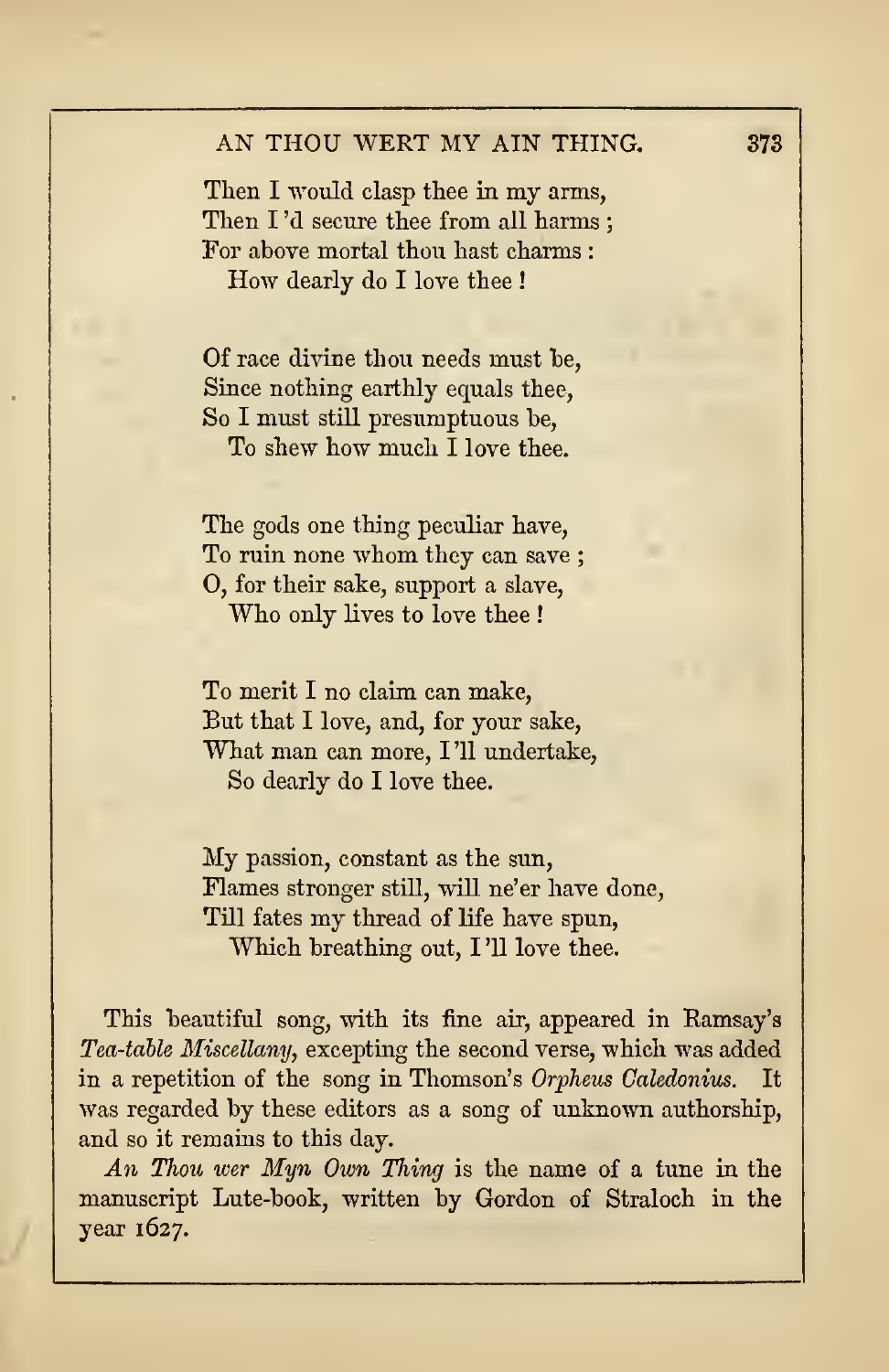Then I would clasp thee in my arms,
Then I 'd secure thee from all harms ;
For above mortal thou hast charms :
How dearly do I love thee !

Of race divine thou needs must be,
Since nothing earthly equals thee,
So I must still presumptuous be,
To shew how much I love thee.

The gods one thing peculiar have,
To ruin none whom they can save ;
O, for their sake, support a slave,
Who only lives to love thee !

To merit I no claim can make,
But that I love, and, for your sake,
What man can more, I 'll undertake,
So dearly do I love thee.

My passion, constant as the sun,
Flames stronger still, will ne'er have done,
Till fates my thread of life have spun,
Which breathing out, I 'll love thee.

This beautiful song, with its fine air, appeared in Ramsay's *Tea-table Miscellany*, excepting the second verse, which was added in a repetition of the song in Thomson's *Orpheus Caledonius*. It was regarded by these editors as a song of unknown authorship, and so it remains to this day.

*An Thou wer Myn Own Thing* is the name of a tune in the manuscript Lute-book, written by Gordon of Straloch in the year 1627.